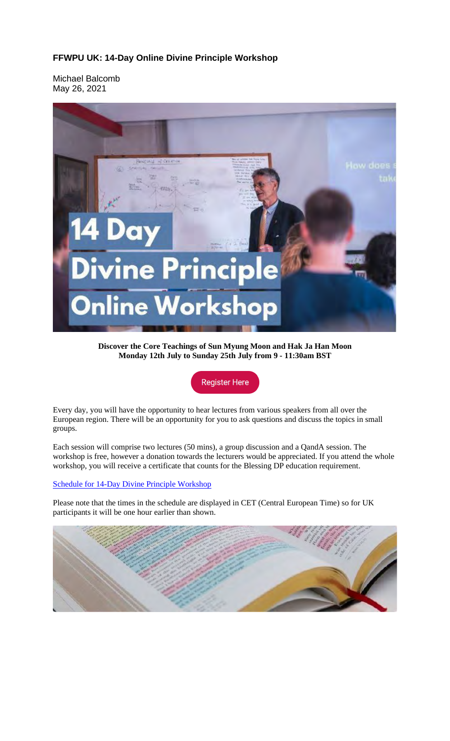**FFWPU UK: 14-Day Online Divine Principle Workshop**

Michael Balcomb
May 26, 2021

**Discover the Core Teachings of Sun Myung Moon and Hak Ja Han Moon**
**Monday 12th July to Sunday 25th July from 9 - 11:30am BST**

Register Here

Every day, you will have the opportunity to hear lectures from various speakers from all over the European region. There will be an opportunity for you to ask questions and discuss the topics in small groups.

Each session will comprise two lectures (50 mins), a group discussion and a QandA session. The workshop is free, however a donation towards the lecturers would be appreciated. If you attend the whole workshop, you will receive a certificate that counts for the Blessing DP education requirement.

[Schedule for 14-Day Divine Principle Workshop]

Please note that the times in the schedule are displayed in CET (Central European Time) so for UK participants it will be one hour earlier than shown.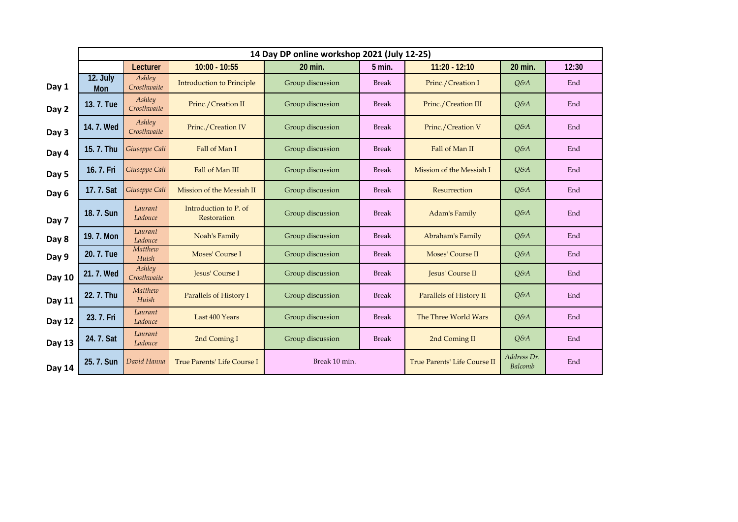| | | | | | | | | |
|---|---|---|---|---|---|---|---|---|
| **14 Day DP online workshop 2021 (July 12-25)** | | | | | | | | |
| | | **Lecturer** | **10:00 - 10:55** | **20 min.** | **5 min.** | **11:20 - 12:10** | **20 min.** | **12:30** |
| **Day 1** | **12. July Mon** | *Ashley Crosthwaite* | Introduction to Principle | Group discussion | Break | Princ./Creation I | *Q&A* | End |
| **Day 2** | **13. 7. Tue** | *Ashley Crosthwaite* | Princ./Creation II | Group discussion | Break | Princ./Creation III | *Q&A* | End |
| **Day 3** | **14. 7. Wed** | *Ashley Crosthwaite* | Princ./Creation IV | Group discussion | Break | Princ./Creation V | *Q&A* | End |
| **Day 4** | **15. 7. Thu** | *Giuseppe Cali* | Fall of Man I | Group discussion | Break | Fall of Man II | *Q&A* | End |
| **Day 5** | **16. 7. Fri** | *Giuseppe Cali* | Fall of Man III | Group discussion | Break | Mission of the Messiah I | *Q&A* | End |
| **Day 6** | **17. 7. Sat** | *Giuseppe Cali* | Mission of the Messiah II | Group discussion | Break | Resurrection | *Q&A* | End |
| **Day 7** | **18. 7. Sun** | *Laurant Ladouce* | Introduction to P. of Restoration | Group discussion | Break | Adam's Family | *Q&A* | End |
| **Day 8** | **19. 7. Mon** | *Laurant Ladouce* | Noah's Family | Group discussion | Break | Abraham's Family | *Q&A* | End |
| **Day 9** | **20. 7. Tue** | *Matthew Huish* | Moses' Course I | Group discussion | Break | Moses' Course II | *Q&A* | End |
| **Day 10** | **21. 7. Wed** | *Ashley Crosthwaite* | Jesus' Course I | Group discussion | Break | Jesus' Course II | *Q&A* | End |
| **Day 11** | **22. 7. Thu** | *Matthew Huish* | Parallels of History I | Group discussion | Break | Parallels of History II | *Q&A* | End |
| **Day 12** | **23. 7. Fri** | *Laurant Ladouce* | Last 400 Years | Group discussion | Break | The Three World Wars | *Q&A* | End |
| **Day 13** | **24. 7. Sat** | *Laurant Ladouce* | 2nd Coming I | Group discussion | Break | 2nd Coming II | *Q&A* | End |
| **Day 14** | **25. 7. Sun** | *David Hanna* | True Parents' Life Course I | Break 10 min. | | True Parents' Life Course II | *Address Dr. Balcomb* | End |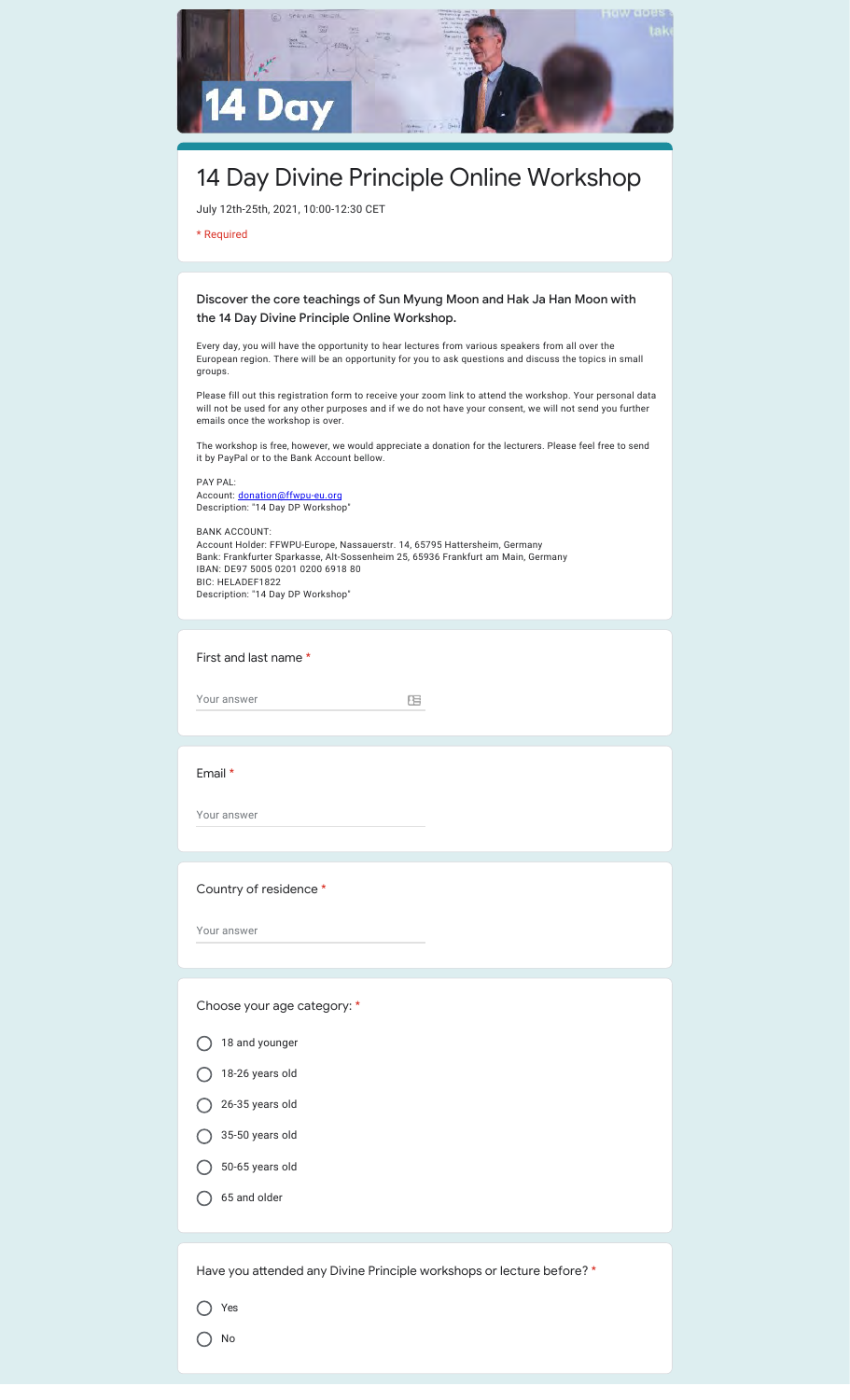# 14 Day Divine Principle Online Workshop

July 12th-25th, 2021, 10:00-12:30 CET

\* Required

**Discover the core teachings of Sun Myung Moon and Hak Ja Han Moon with the 14 Day Divine Principle Online Workshop.**

Every day, you will have the opportunity to hear lectures from various speakers from all over the European region. There will be an opportunity for you to ask questions and discuss the topics in small groups.

Please fill out this registration form to receive your zoom link to attend the workshop. Your personal data will not be used for any other purposes and if we do not have your consent, we will not send you further emails once the workshop is over.

The workshop is free, however, we would appreciate a donation for the lecturers. Please feel free to send it by PayPal or to the Bank Account bellow.

PAY PAL:
Account: donation@ffwpu-eu.org
Description: "14 Day DP Workshop"

BANK ACCOUNT:
Account Holder: FFWPU-Europe, Nassauerstr. 14, 65795 Hattersheim, Germany
Bank: Frankfurter Sparkasse, Alt-Sossenheim 25, 65936 Frankfurt am Main, Germany
IBAN: DE97 5005 0201 0200 6918 80
BIC: HELADEF1822
Description: "14 Day DP Workshop"

First and last name *

Your answer

Email *

Your answer

Country of residence *

Your answer

Choose your age category: *

- ◯ 18 and younger
- ◯ 18-26 years old
- ◯ 26-35 years old
- ◯ 35-50 years old
- ◯ 50-65 years old
- ◯ 65 and older

Have you attended any Divine Principle workshops or lecture before? *

- ◯ Yes
- ◯ No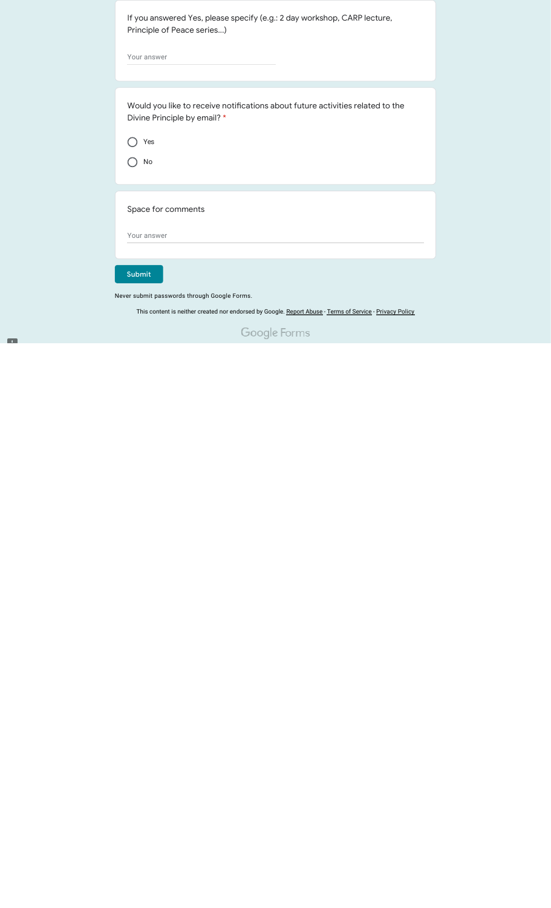If you answered Yes, please specify (e.g.: 2 day workshop, CARP lecture, Principle of Peace series...)

Your answer

Would you like to receive notifications about future activities related to the Divine Principle by email? *

- Yes
- No

Space for comments

Your answer

Submit

Never submit passwords through Google Forms.

This content is neither created nor endorsed by Google. Report Abuse - Terms of Service - Privacy Policy

Google Forms